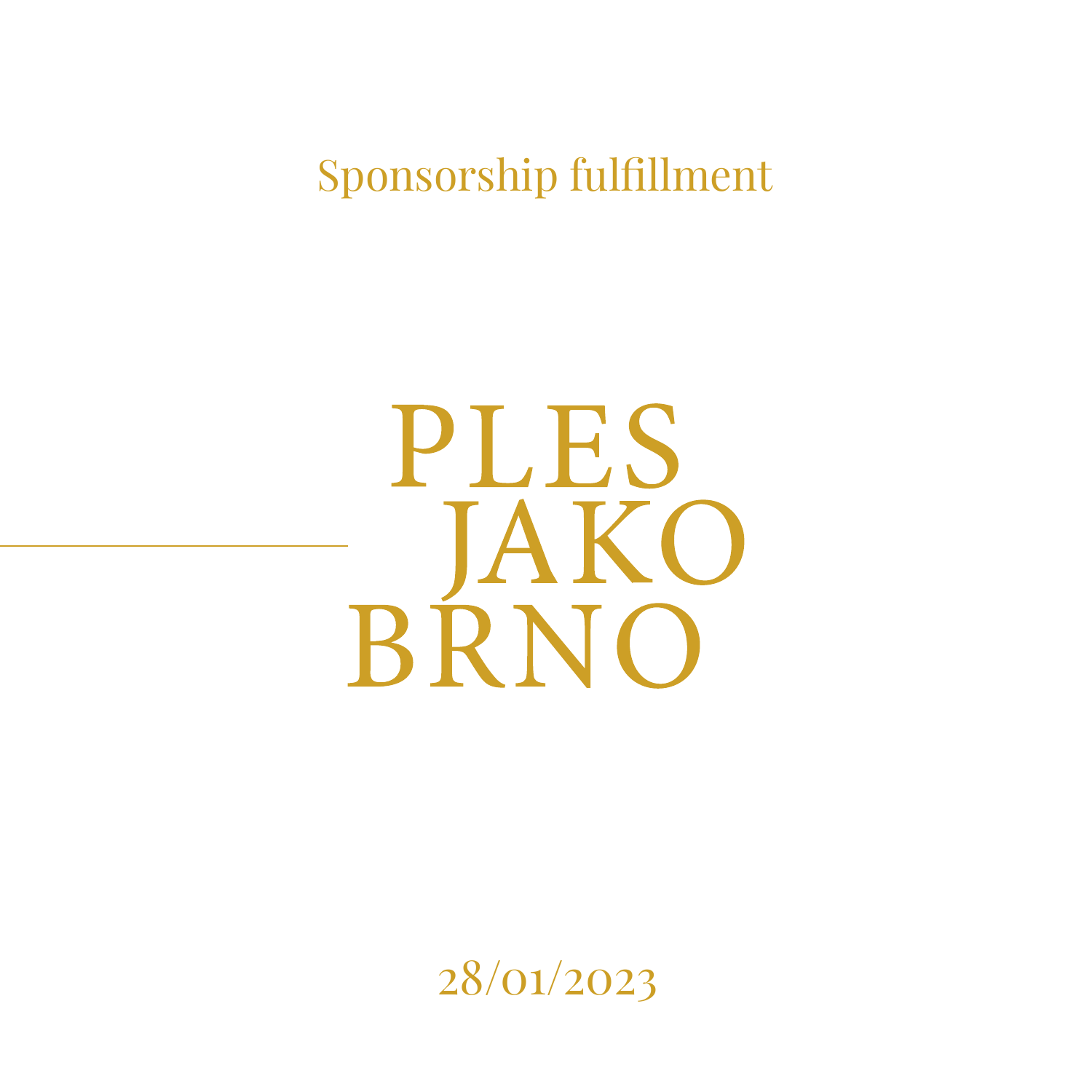Sponsorship fulfillment

# PLES JAKO BRNO

28/01/2023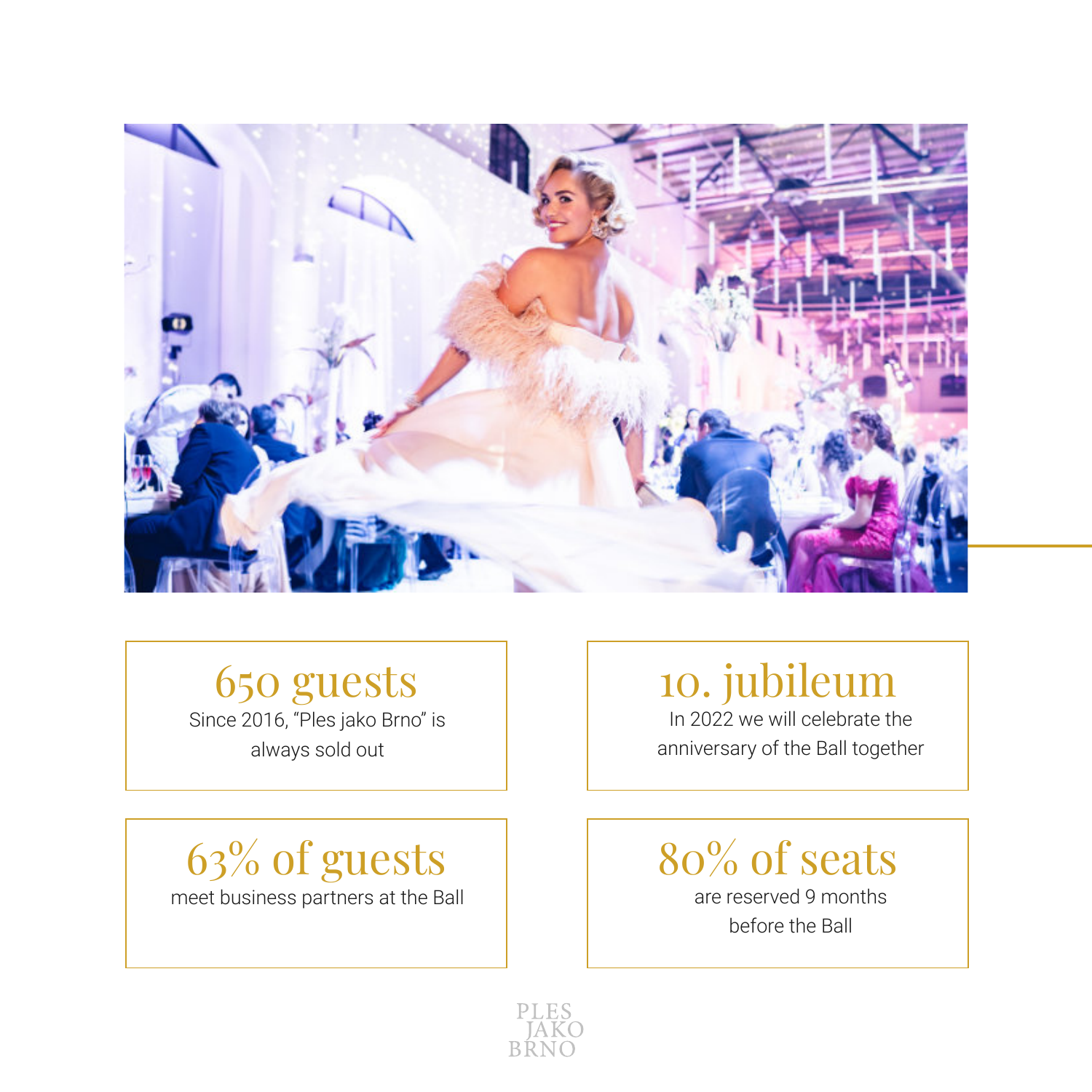## 650 guests

Since 2016, "Ples jako Brno" is always sold out

## 10. jubileum

In 2022 we will celebrate the anniversary of the Ball together

## 63% of guests

meet business partners at the Ball

## 80% of seats

are reserved 9 months before the Ball

PLES JAKO BRNO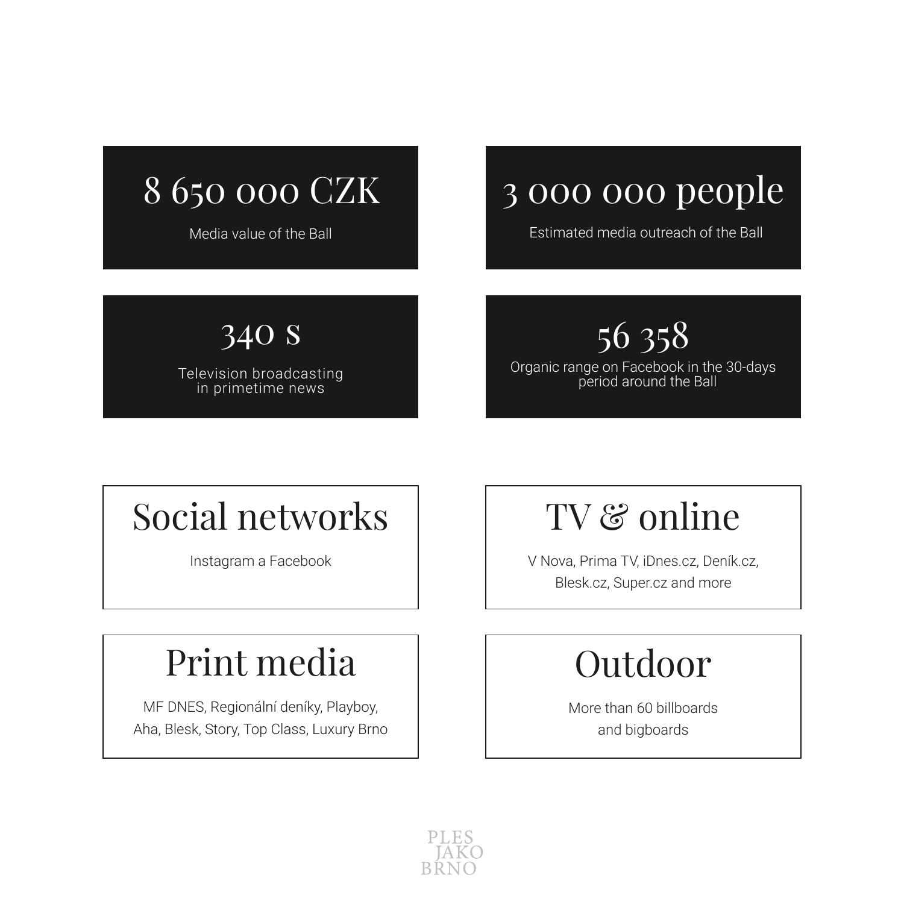## 8 650 000 CZK

Media value of the Ball

## 3 000 000 people

Estimated media outreach of the Ball

## 340 s

Television broadcasting in primetime news

## 56 358

Organic range on Facebook in the 30-days period around the Ball

## Social networks

Instagram a Facebook

## TV & online

V Nova, Prima TV, iDnes.cz, Deník.cz, Blesk.cz, Super.cz and more

## Print media

MF DNES, Regionální deníky, Playboy, Aha, Blesk, Story, Top Class, Luxury Brno

## Outdoor

More than 60 billboards and bigboards

PLES JAKO BRNO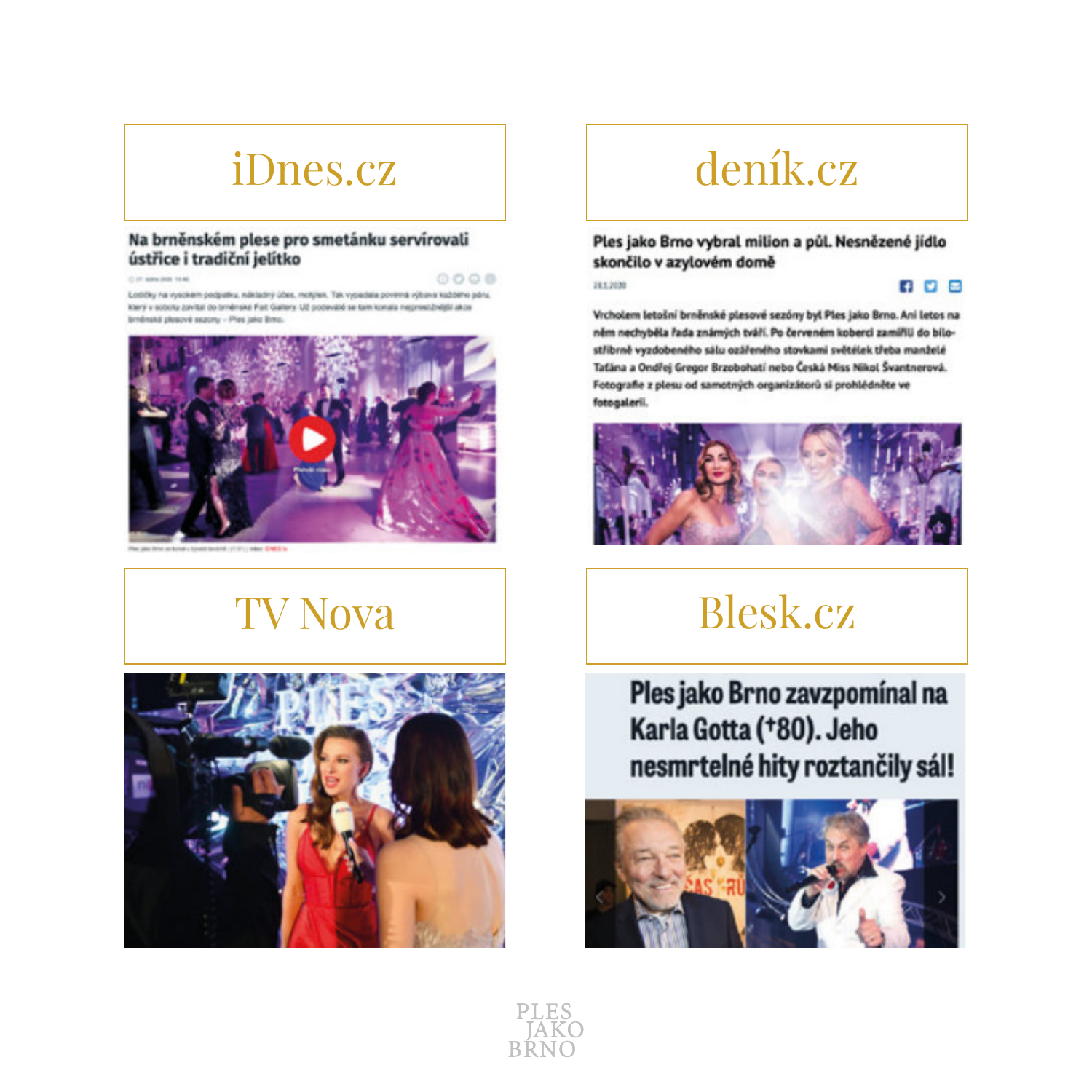## iDnes.cz

**Na brněnském plese pro smetánku servírovali ústřice i tradiční jelítko**

## deník.cz

**Ples jako Brno vybral milion a půl. Nesnězené jídlo skončilo v azylovém domě**

Vrcholem letošní brněnské plesové sezóny byl Ples jako Brno. Ani letos na něm nechyběla řada známých tváří. Po červeném koberci zamířili do bílo-stříbrně vyzdobeného sálu ozářeného stovkami světélek třeba manželé Taťána a Ondřej Gregor Brzobohatí nebo Česká Miss Nikol Švantnerová. Fotografie z plesu od samotných organizátorů si prohlédněte ve fotogalerii.

## TV Nova

## Blesk.cz

**Ples jako Brno zavzpomínal na Karla Gotta (+80). Jeho nesmrtelné hity roztančily sál!**

PLES JAKO BRNO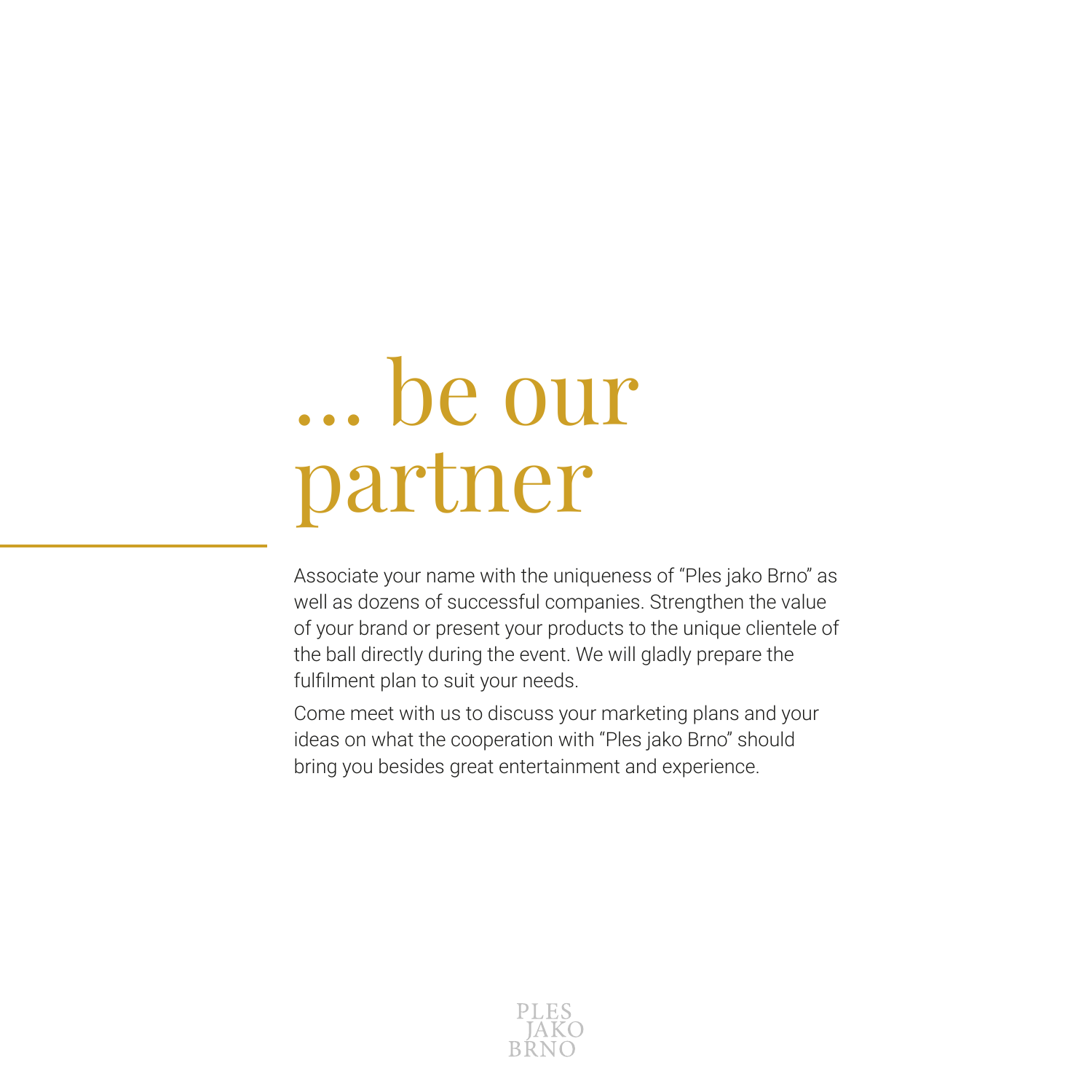# ... be our partner

Associate your name with the uniqueness of “Ples jako Brno” as well as dozens of successful companies. Strengthen the value of your brand or present your products to the unique clientele of the ball directly during the event. We will gladly prepare the fulfilment plan to suit your needs.

Come meet with us to discuss your marketing plans and your ideas on what the cooperation with “Ples jako Brno” should bring you besides great entertainment and experience.

PLES JAKO BRNO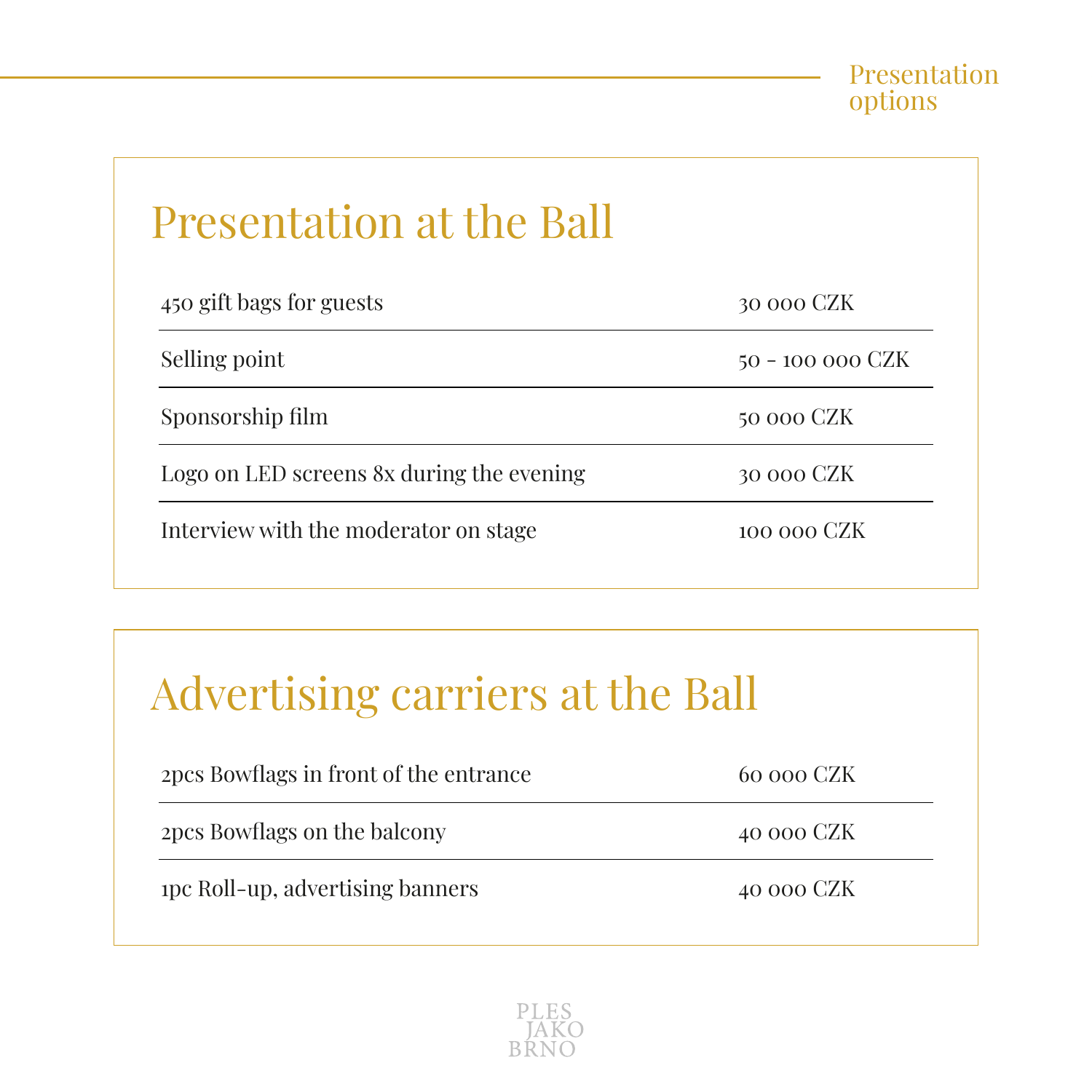# Presentation at the Ball

| | |
|---|---|
| 450 gift bags for guests | 30 000 CZK |
| Selling point | 50 - 100 000 CZK |
| Sponsorship film | 50 000 CZK |
| Logo on LED screens 8x during the evening | 30 000 CZK |
| Interview with the moderator on stage | 100 000 CZK |

# Advertising carriers at the Ball

| | |
|---|---|
| 2pcs Bowflags in front of the entrance | 60 000 CZK |
| 2pcs Bowflags on the balcony | 40 000 CZK |
| 1pc Roll-up, advertising banners | 40 000 CZK |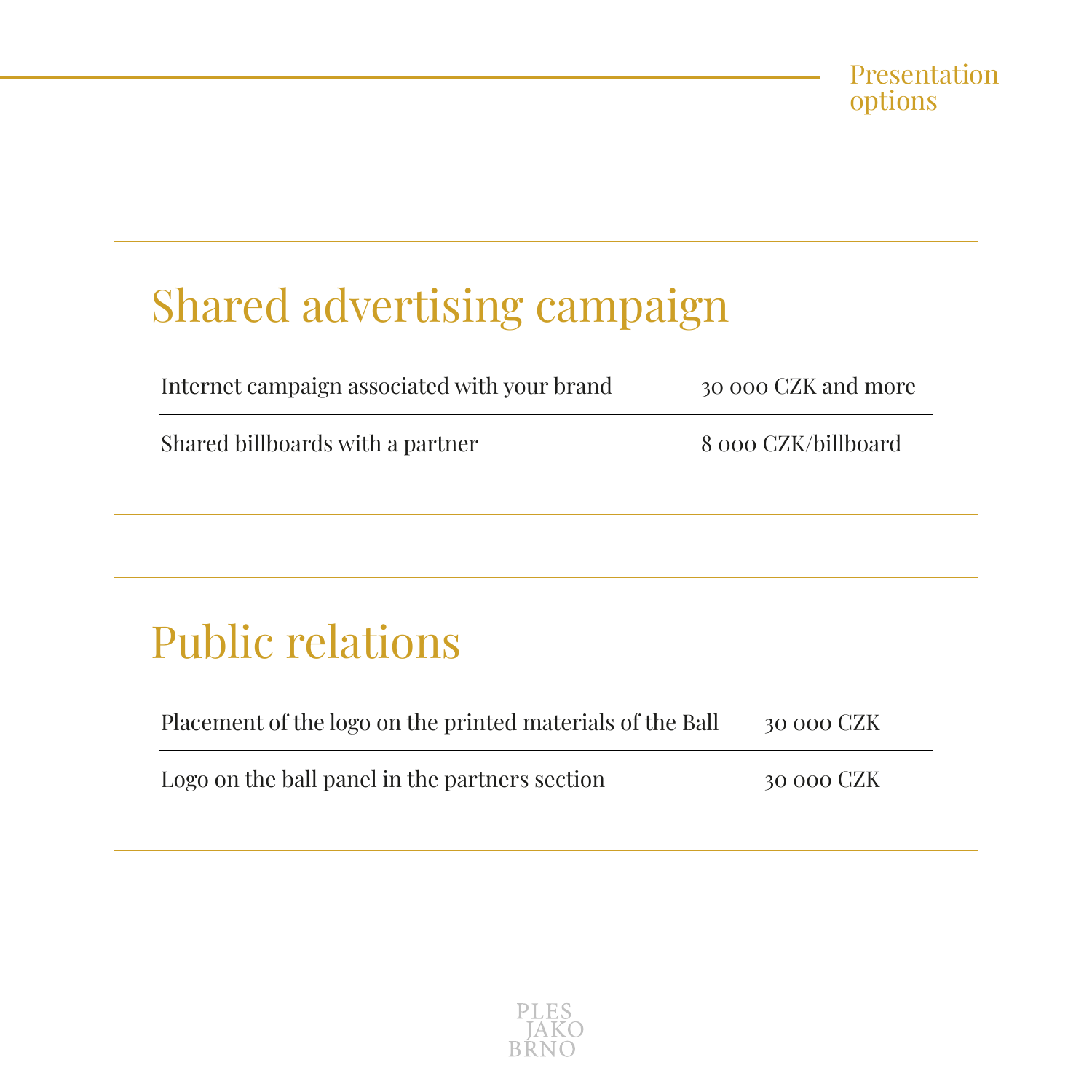Presentation options

## Shared advertising campaign

| | |
|---|---|
| Internet campaign associated with your brand | 30 000 CZK and more |
| Shared billboards with a partner | 8 000 CZK/billboard |

## Public relations

| | |
|---|---|
| Placement of the logo on the printed materials of the Ball | 30 000 CZK |
| Logo on the ball panel in the partners section | 30 000 CZK |

PLES JAKO BRNO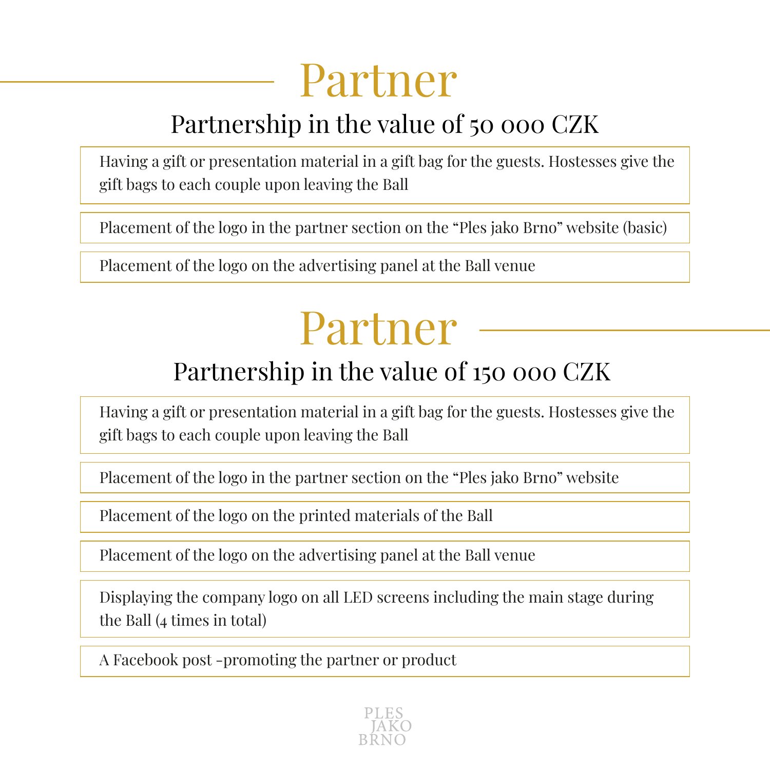# Partner

## Partnership in the value of 50 000 CZK

- Having a gift or presentation material in a gift bag for the guests. Hostesses give the gift bags to each couple upon leaving the Ball
- Placement of the logo in the partner section on the "Ples jako Brno" website (basic)
- Placement of the logo on the advertising panel at the Ball venue

# Partner

## Partnership in the value of 150 000 CZK

- Having a gift or presentation material in a gift bag for the guests. Hostesses give the gift bags to each couple upon leaving the Ball
- Placement of the logo in the partner section on the "Ples jako Brno" website
- Placement of the logo on the printed materials of the Ball
- Placement of the logo on the advertising panel at the Ball venue
- Displaying the company logo on all LED screens including the main stage during the Ball (4 times in total)
- A Facebook post -promoting the partner or product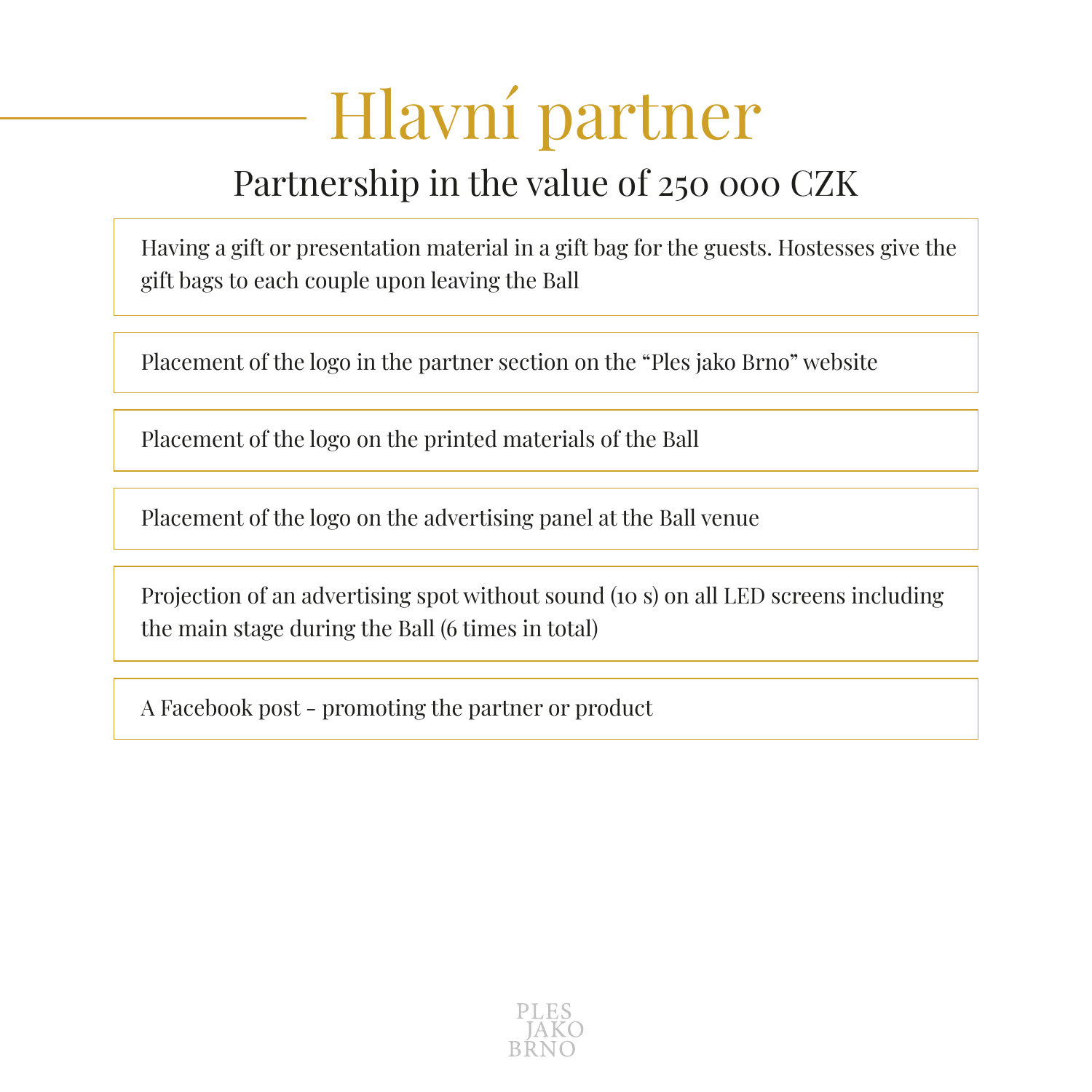# Hlavní partner

## Partnership in the value of 250 000 CZK

- Having a gift or presentation material in a gift bag for the guests. Hostesses give the gift bags to each couple upon leaving the Ball
- Placement of the logo in the partner section on the "Ples jako Brno" website
- Placement of the logo on the printed materials of the Ball
- Placement of the logo on the advertising panel at the Ball venue
- Projection of an advertising spot without sound (10 s) on all LED screens including the main stage during the Ball (6 times in total)
- A Facebook post - promoting the partner or product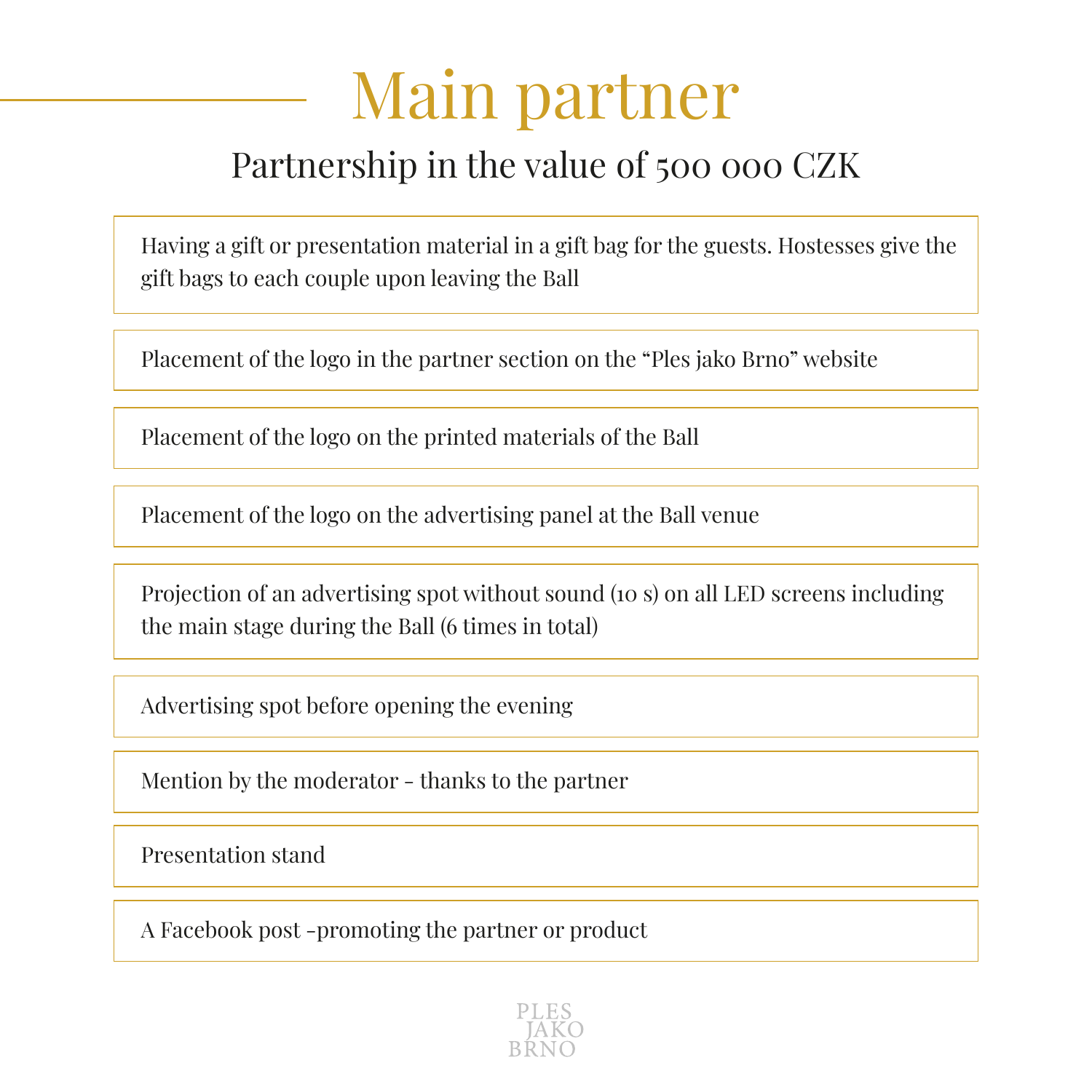# Main partner

## Partnership in the value of 500 000 CZK

- Having a gift or presentation material in a gift bag for the guests. Hostesses give the gift bags to each couple upon leaving the Ball
- Placement of the logo in the partner section on the "Ples jako Brno" website
- Placement of the logo on the printed materials of the Ball
- Placement of the logo on the advertising panel at the Ball venue
- Projection of an advertising spot without sound (10 s) on all LED screens including the main stage during the Ball (6 times in total)
- Advertising spot before opening the evening
- Mention by the moderator - thanks to the partner
- Presentation stand
- A Facebook post -promoting the partner or product

PLES JAKO BRNO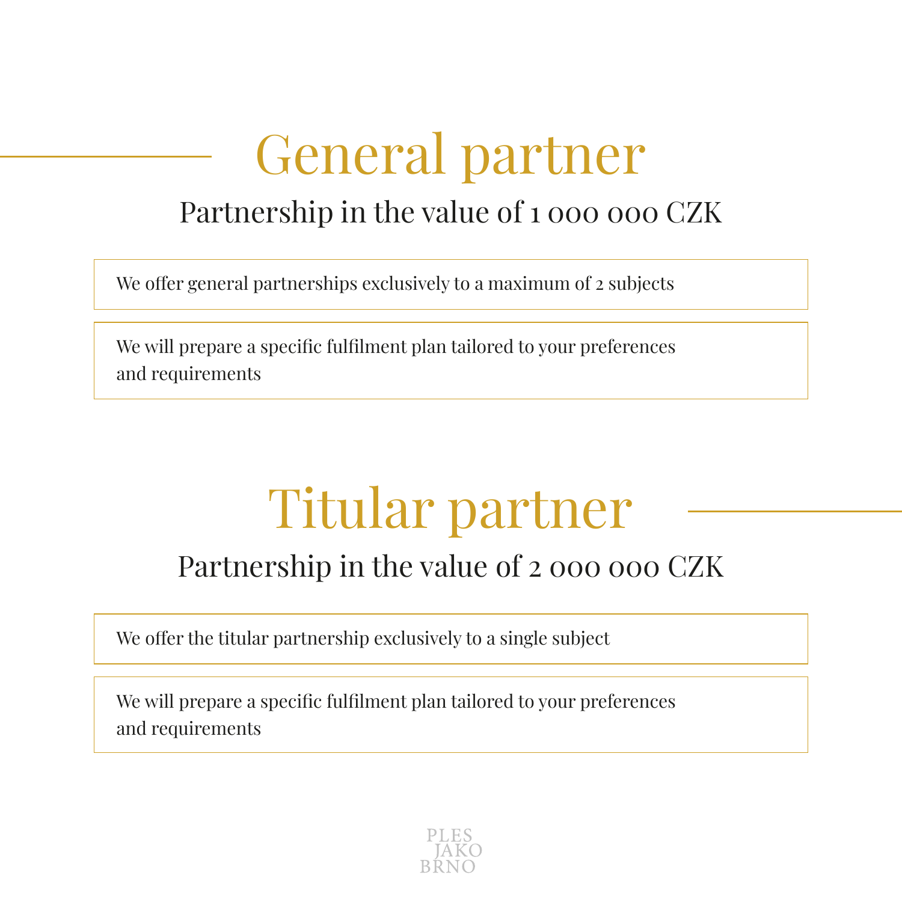# General partner

## Partnership in the value of 1 000 000 CZK

We offer general partnerships exclusively to a maximum of 2 subjects

We will prepare a specific fulfilment plan tailored to your preferences and requirements

# Titular partner

## Partnership in the value of 2 000 000 CZK

We offer the titular partnership exclusively to a single subject

We will prepare a specific fulfilment plan tailored to your preferences and requirements

PLES
JAKO
BRNO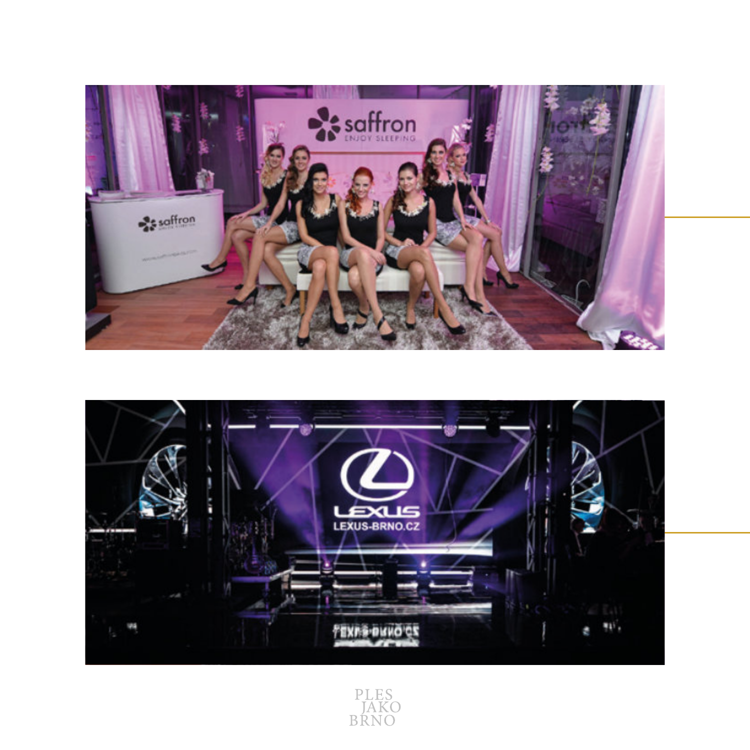PLES
JAKO
BRNO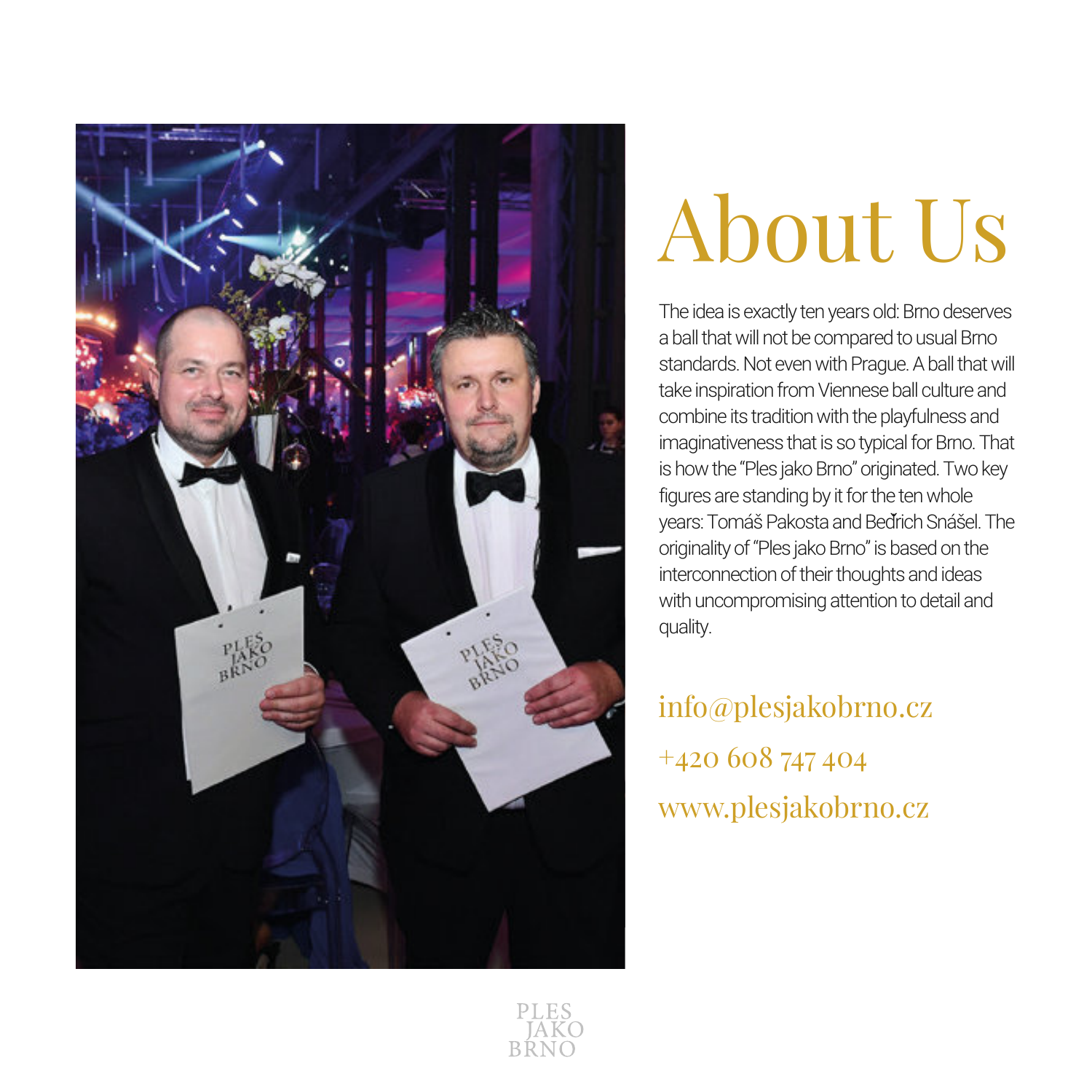# About Us

The idea is exactly ten years old: Brno deserves a ball that will not be compared to usual Brno standards. Not even with Prague. A ball that will take inspiration from Viennese ball culture and combine its tradition with the playfulness and imaginativeness that is so typical for Brno. That is how the "Ples jako Brno" originated. Two key figures are standing by it for the ten whole years: Tomáš Pakosta and Bedřich Snášel. The originality of "Ples jako Brno" is based on the interconnection of their thoughts and ideas with uncompromising attention to detail and quality.

info@plesjakobrno.cz

+420 608 747 404

www.plesjakobrno.cz